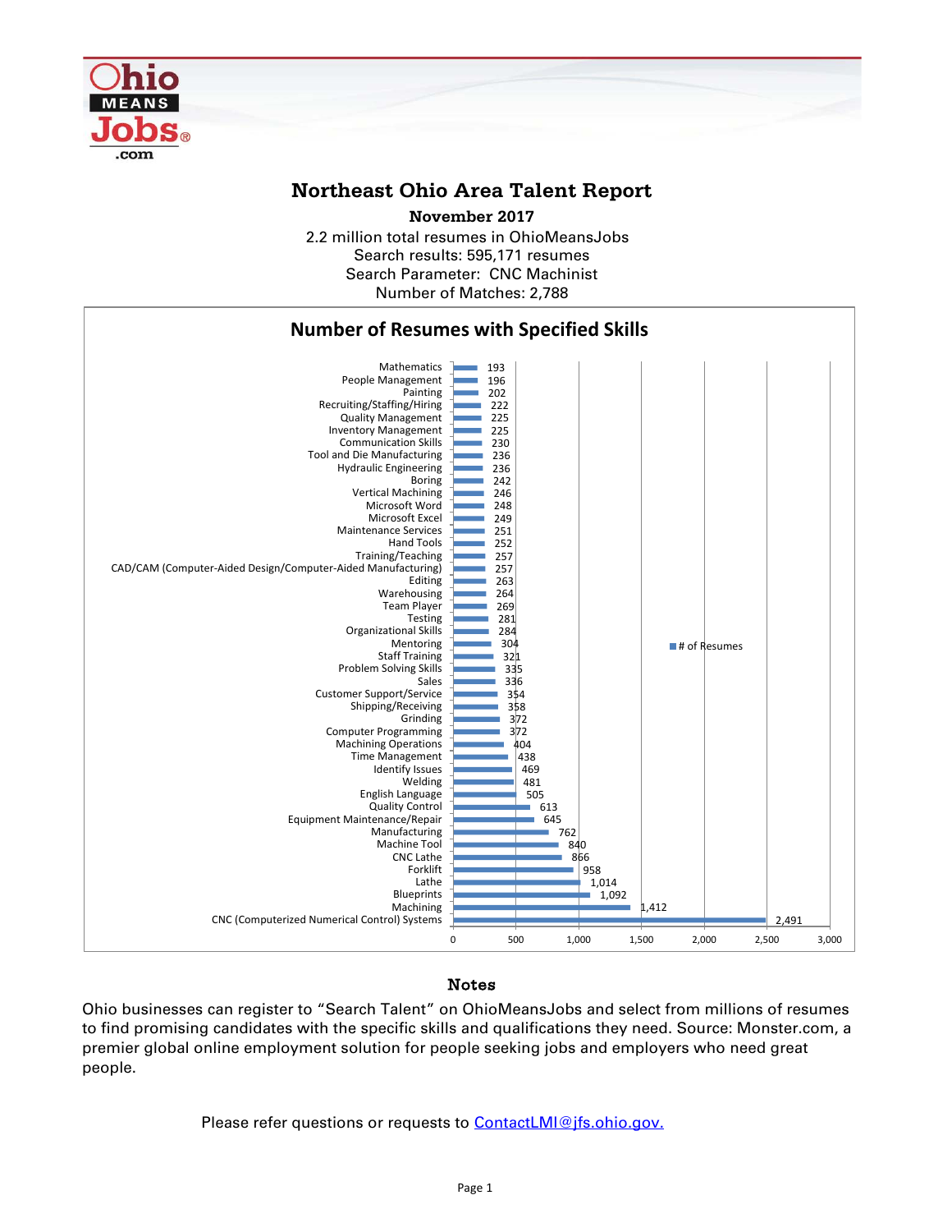# Northeast Ohio Area Talent Report

**November 2017**

2.2 million total resumes in OhioMeansJobs
Search results: 595,171 resumes
Search Parameter: CNC Machinist
Number of Matches: 2,788

## Number of Resumes with Specified Skills

| Skill | # of Resumes |
| --- | --- |
| Mathematics | 193 |
| People Management | 196 |
| Painting | 202 |
| Recruiting/Staffing/Hiring | 222 |
| Quality Management | 225 |
| Inventory Management | 225 |
| Communication Skills | 230 |
| Tool and Die Manufacturing | 236 |
| Hydraulic Engineering | 236 |
| Boring | 242 |
| Vertical Machining | 246 |
| Microsoft Word | 248 |
| Microsoft Excel | 249 |
| Maintenance Services | 251 |
| Hand Tools | 252 |
| Training/Teaching | 257 |
| CAD/CAM (Computer-Aided Design/Computer-Aided Manufacturing) | 257 |
| Editing | 263 |
| Warehousing | 264 |
| Team Player | 269 |
| Testing | 281 |
| Organizational Skills | 284 |
| Mentoring | 304 |
| Staff Training | 321 |
| Problem Solving Skills | 335 |
| Sales | 336 |
| Customer Support/Service | 354 |
| Shipping/Receiving | 358 |
| Grinding | 372 |
| Computer Programming | 372 |
| Machining Operations | 404 |
| Time Management | 438 |
| Identify Issues | 469 |
| Welding | 481 |
| English Language | 505 |
| Quality Control | 613 |
| Equipment Maintenance/Repair | 645 |
| Manufacturing | 762 |
| Machine Tool | 840 |
| CNC Lathe | 866 |
| Forklift | 958 |
| Lathe | 1,014 |
| Blueprints | 1,092 |
| Machining | 1,412 |
| CNC (Computerized Numerical Control) Systems | 2,491 |

### Notes

Ohio businesses can register to "Search Talent" on OhioMeansJobs and select from millions of resumes to find promising candidates with the specific skills and qualifications they need. Source: Monster.com, a premier global online employment solution for people seeking jobs and employers who need great people.

Please refer questions or requests to ContactLMI@jfs.ohio.gov.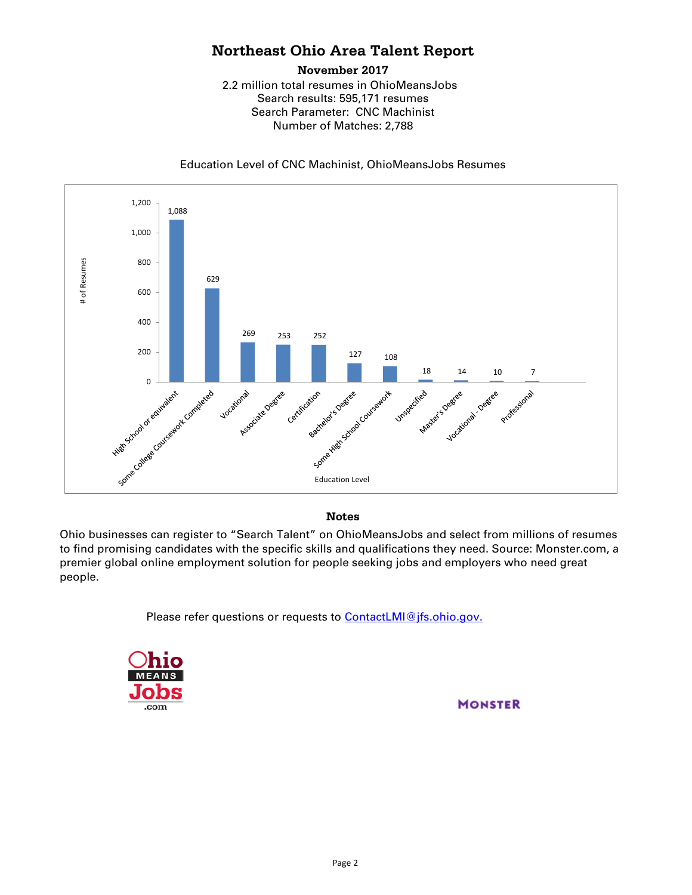# Northeast Ohio Area Talent Report

**November 2017**

2.2 million total resumes in OhioMeansJobs
Search results: 595,171 resumes
Search Parameter: CNC Machinist
Number of Matches: 2,788

Education Level of CNC Machinist, OhioMeansJobs Resumes

# of Resumes

1,200
1,000
800
600
400
200
0

1,088
629
269
253
252
127
108
18
14
10
7

High School or equivalent
Some College Coursework Completed
Vocational
Associate Degree
Certification
Bachelor's Degree
Some High School Coursework
Unspecified
Master's Degree
Vocational - Degree
Professional

Education Level

## Notes

Ohio businesses can register to "Search Talent" on OhioMeansJobs and select from millions of resumes to find promising candidates with the specific skills and qualifications they need. Source: Monster.com, a premier global online employment solution for people seeking jobs and employers who need great people.

Please refer questions or requests to ContactLMI@jfs.ohio.gov.

Ohio MEANS Jobs .com

MONSTER